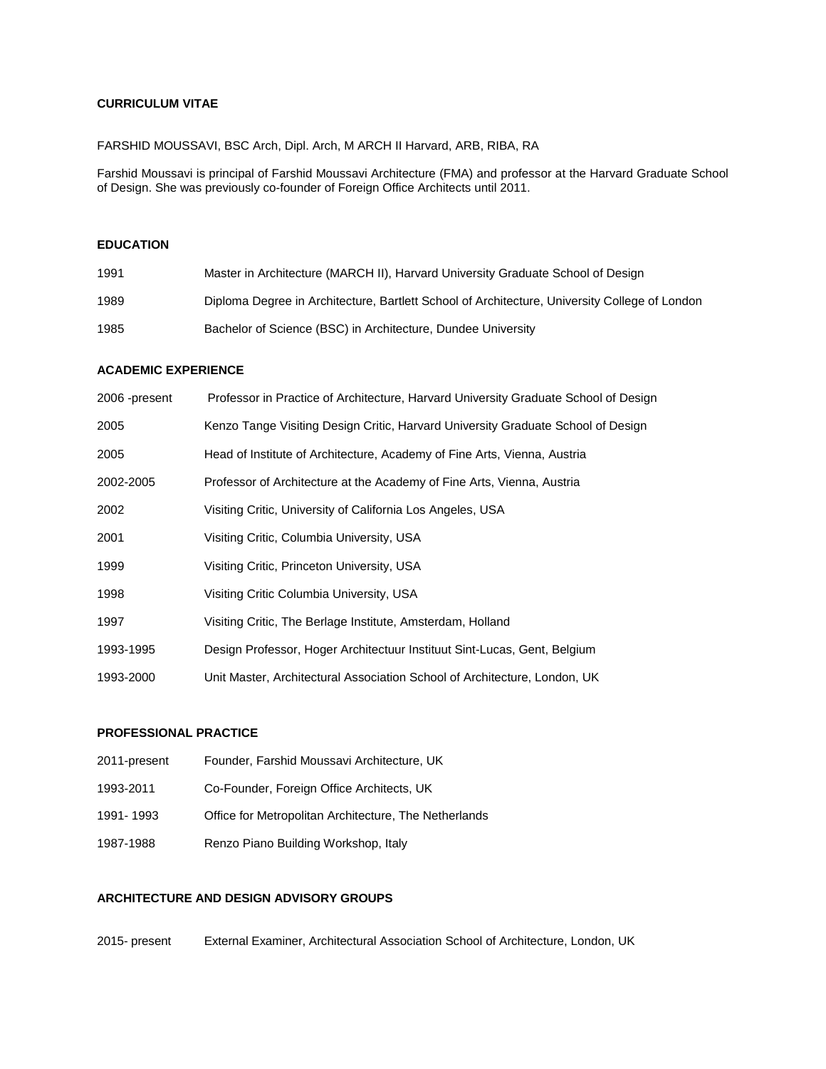# CURRICULUM VITAE

FARSHID MOUSSAVI, BSC Arch, Dipl. Arch, M ARCH II Harvard, ARB, RIBA, RA

Farshid Moussavi is principal of Farshid Moussavi Architecture (FMA) and professor at the Harvard Graduate School of Design. She was previously co-founder of Foreign Office Architects until 2011.

## EDUCATION

| | |
|---|---|
| 1991 | Master in Architecture (MARCH II), Harvard University Graduate School of Design |
| 1989 | Diploma Degree in Architecture, Bartlett School of Architecture, University College of London |
| 1985 | Bachelor of Science (BSC) in Architecture, Dundee University |

## ACADEMIC EXPERIENCE

| | |
|---|---|
| 2006 -present | Professor in Practice of Architecture, Harvard University Graduate School of Design |
| 2005 | Kenzo Tange Visiting Design Critic, Harvard University Graduate School of Design |
| 2005 | Head of Institute of Architecture, Academy of Fine Arts, Vienna, Austria |
| 2002-2005 | Professor of Architecture at the Academy of Fine Arts, Vienna, Austria |
| 2002 | Visiting Critic, University of California Los Angeles, USA |
| 2001 | Visiting Critic, Columbia University, USA |
| 1999 | Visiting Critic, Princeton University, USA |
| 1998 | Visiting Critic Columbia University, USA |
| 1997 | Visiting Critic, The Berlage Institute, Amsterdam, Holland |
| 1993-1995 | Design Professor, Hoger Architectuur Instituut Sint-Lucas, Gent, Belgium |
| 1993-2000 | Unit Master, Architectural Association School of Architecture, London, UK |

## PROFESSIONAL PRACTICE

| | |
|---|---|
| 2011-present | Founder, Farshid Moussavi Architecture, UK |
| 1993-2011 | Co-Founder, Foreign Office Architects, UK |
| 1991- 1993 | Office for Metropolitan Architecture, The Netherlands |
| 1987-1988 | Renzo Piano Building Workshop, Italy |

## ARCHITECTURE AND DESIGN ADVISORY GROUPS

| | |
|---|---|
| 2015- present | External Examiner, Architectural Association School of Architecture, London, UK |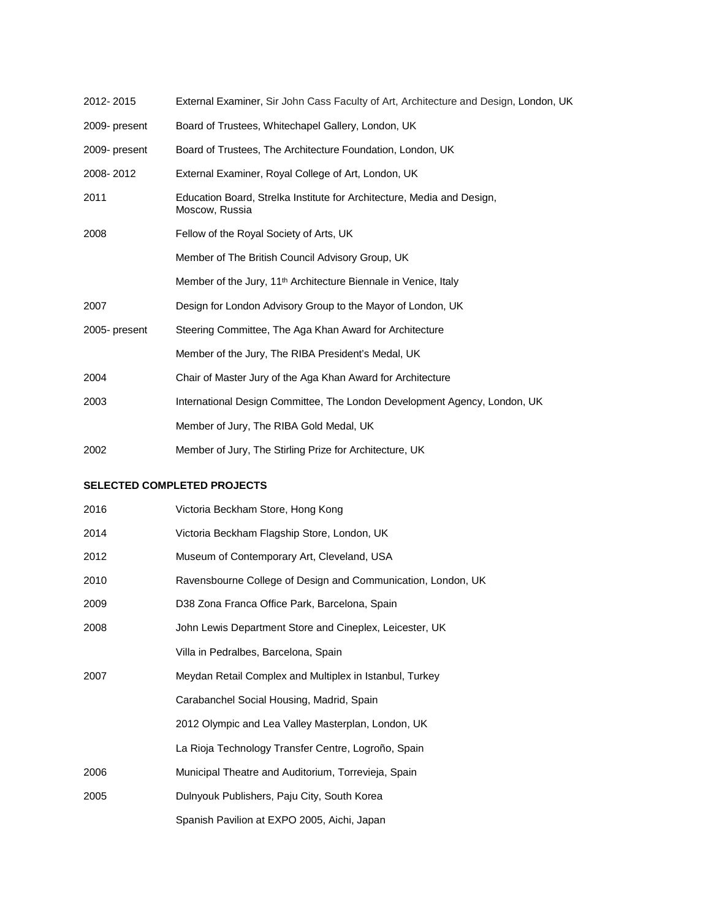| | |
|---|---|
| 2012- 2015 | External Examiner, Sir John Cass Faculty of Art, Architecture and Design, London, UK |
| 2009- present | Board of Trustees, Whitechapel Gallery, London, UK |
| 2009- present | Board of Trustees, The Architecture Foundation, London, UK |
| 2008- 2012 | External Examiner, Royal College of Art, London, UK |
| 2011 | Education Board, Strelka Institute for Architecture, Media and Design, Moscow, Russia |
| 2008 | Fellow of the Royal Society of Arts, UK |
| | Member of The British Council Advisory Group, UK |
| | Member of the Jury, 11th Architecture Biennale in Venice, Italy |
| 2007 | Design for London Advisory Group to the Mayor of London, UK |
| 2005- present | Steering Committee, The Aga Khan Award for Architecture |
| | Member of the Jury, The RIBA President's Medal, UK |
| 2004 | Chair of Master Jury of the Aga Khan Award for Architecture |
| 2003 | International Design Committee, The London Development Agency, London, UK |
| | Member of Jury, The RIBA Gold Medal, UK |
| 2002 | Member of Jury, The Stirling Prize for Architecture, UK |

**SELECTED COMPLETED PROJECTS**

| | |
|---|---|
| 2016 | Victoria Beckham Store, Hong Kong |
| 2014 | Victoria Beckham Flagship Store, London, UK |
| 2012 | Museum of Contemporary Art, Cleveland, USA |
| 2010 | Ravensbourne College of Design and Communication, London, UK |
| 2009 | D38 Zona Franca Office Park, Barcelona, Spain |
| 2008 | John Lewis Department Store and Cineplex, Leicester, UK |
| | Villa in Pedralbes, Barcelona, Spain |
| 2007 | Meydan Retail Complex and Multiplex in Istanbul, Turkey |
| | Carabanchel Social Housing, Madrid, Spain |
| | 2012 Olympic and Lea Valley Masterplan, London, UK |
| | La Rioja Technology Transfer Centre, Logroño, Spain |
| 2006 | Municipal Theatre and Auditorium, Torrevieja, Spain |
| 2005 | Dulnyouk Publishers, Paju City, South Korea |
| | Spanish Pavilion at EXPO 2005, Aichi, Japan |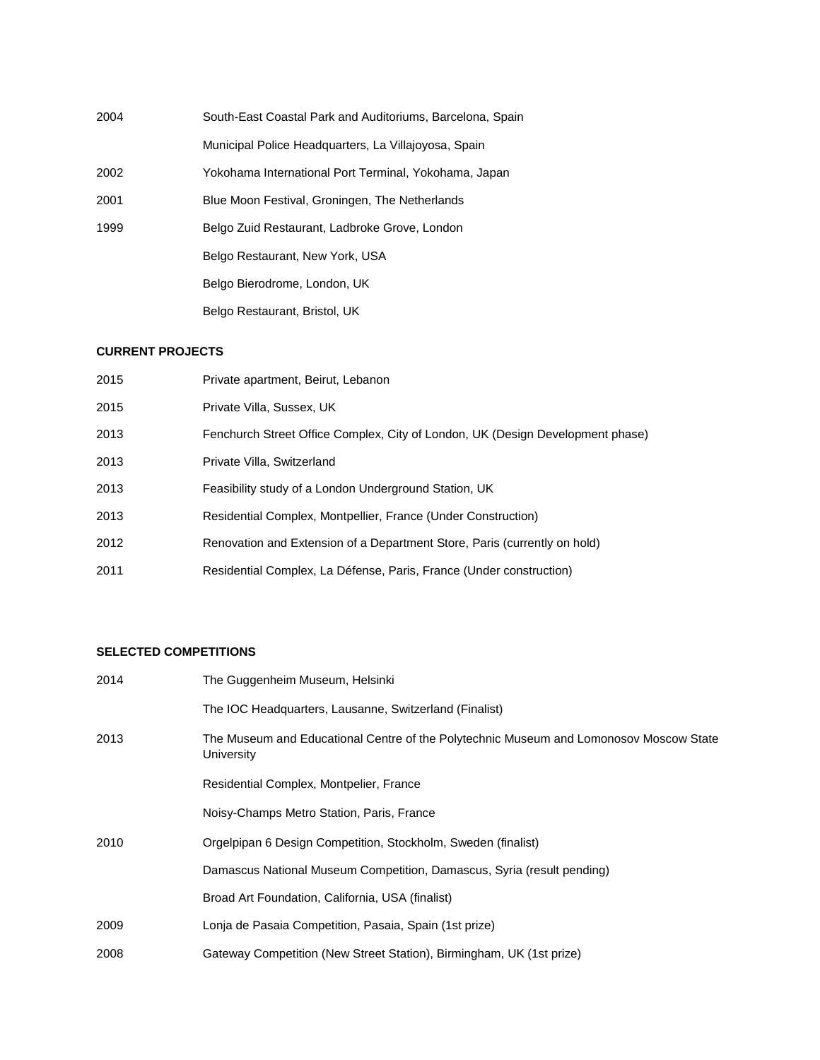| | |
|---|---|
| 2004 | South-East Coastal Park and Auditoriums, Barcelona, Spain |
| | Municipal Police Headquarters, La Villajoyosa, Spain |
| 2002 | Yokohama International Port Terminal, Yokohama, Japan |
| 2001 | Blue Moon Festival, Groningen, The Netherlands |
| 1999 | Belgo Zuid Restaurant, Ladbroke Grove, London |
| | Belgo Restaurant, New York, USA |
| | Belgo Bierodrome, London, UK |
| | Belgo Restaurant, Bristol, UK |

**CURRENT PROJECTS**

| | |
|---|---|
| 2015 | Private apartment, Beirut, Lebanon |
| 2015 | Private Villa, Sussex, UK |
| 2013 | Fenchurch Street Office Complex, City of London, UK (Design Development phase) |
| 2013 | Private Villa, Switzerland |
| 2013 | Feasibility study of a London Underground Station, UK |
| 2013 | Residential Complex, Montpellier, France (Under Construction) |
| 2012 | Renovation and Extension of a Department Store, Paris (currently on hold) |
| 2011 | Residential Complex, La Défense, Paris, France (Under construction) |

**SELECTED COMPETITIONS**

| | |
|---|---|
| 2014 | The Guggenheim Museum, Helsinki |
| | The IOC Headquarters, Lausanne, Switzerland (Finalist) |
| 2013 | The Museum and Educational Centre of the Polytechnic Museum and Lomonosov Moscow State University |
| | Residential Complex, Montpelier, France |
| | Noisy-Champs Metro Station, Paris, France |
| 2010 | Orgelpipan 6 Design Competition, Stockholm, Sweden (finalist) |
| | Damascus National Museum Competition, Damascus, Syria (result pending) |
| | Broad Art Foundation, California, USA (finalist) |
| 2009 | Lonja de Pasaia Competition, Pasaia, Spain (1st prize) |
| 2008 | Gateway Competition (New Street Station), Birmingham, UK (1st prize) |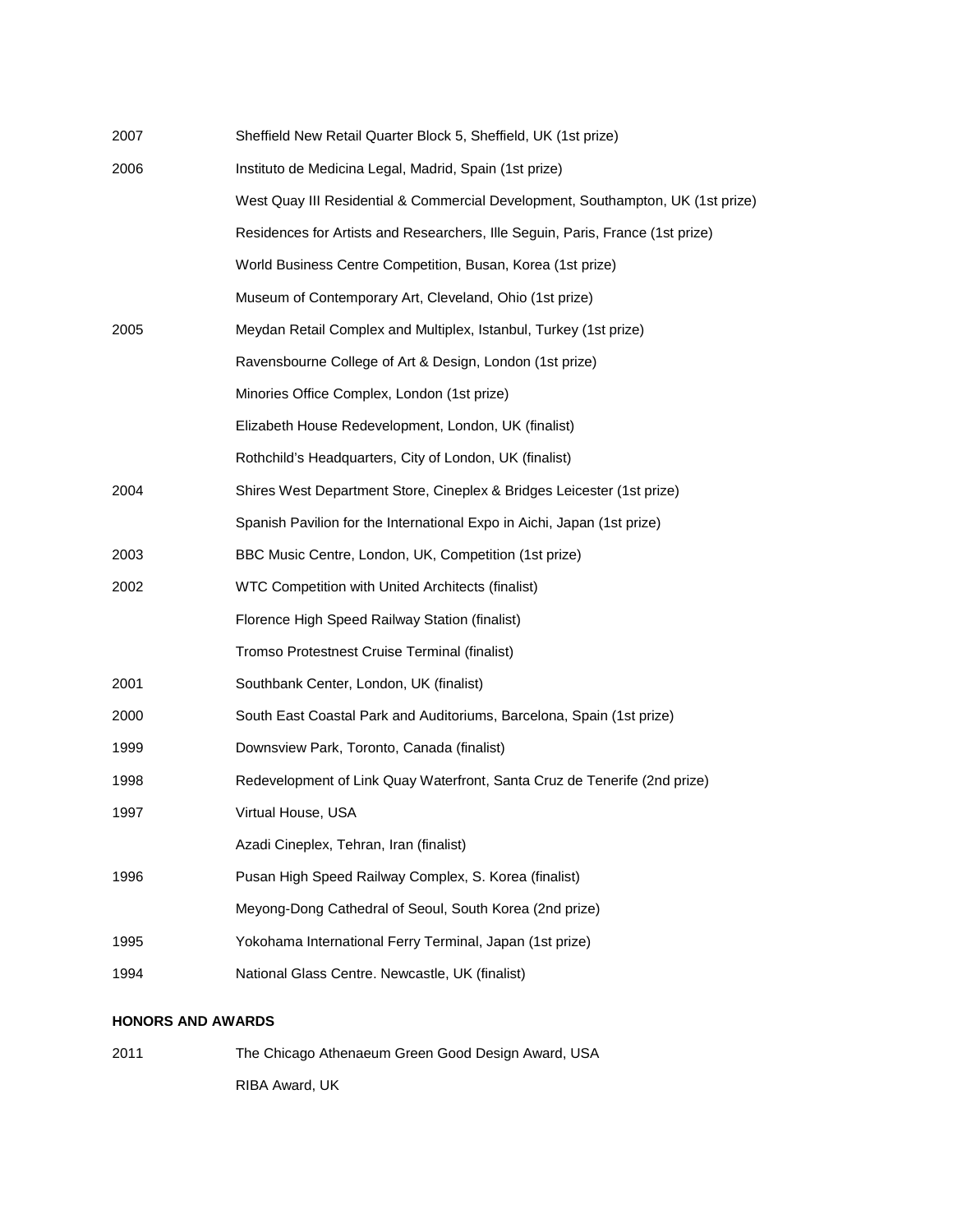| | |
|---|---|
| 2007 | Sheffield New Retail Quarter Block 5, Sheffield, UK (1st prize) |
| 2006 | Instituto de Medicina Legal, Madrid, Spain (1st prize) |
| | West Quay III Residential & Commercial Development, Southampton, UK (1st prize) |
| | Residences for Artists and Researchers, Ille Seguin, Paris, France (1st prize) |
| | World Business Centre Competition, Busan, Korea (1st prize) |
| | Museum of Contemporary Art, Cleveland, Ohio (1st prize) |
| 2005 | Meydan Retail Complex and Multiplex, Istanbul, Turkey (1st prize) |
| | Ravensbourne College of Art & Design, London (1st prize) |
| | Minories Office Complex, London (1st prize) |
| | Elizabeth House Redevelopment, London, UK (finalist) |
| | Rothchild's Headquarters, City of London, UK (finalist) |
| 2004 | Shires West Department Store, Cineplex & Bridges Leicester (1st prize) |
| | Spanish Pavilion for the International Expo in Aichi, Japan (1st prize) |
| 2003 | BBC Music Centre, London, UK, Competition (1st prize) |
| 2002 | WTC Competition with United Architects (finalist) |
| | Florence High Speed Railway Station (finalist) |
| | Tromso Protestnest Cruise Terminal (finalist) |
| 2001 | Southbank Center, London, UK (finalist) |
| 2000 | South East Coastal Park and Auditoriums, Barcelona, Spain (1st prize) |
| 1999 | Downsview Park, Toronto, Canada (finalist) |
| 1998 | Redevelopment of Link Quay Waterfront, Santa Cruz de Tenerife (2nd prize) |
| 1997 | Virtual House, USA |
| | Azadi Cineplex, Tehran, Iran (finalist) |
| 1996 | Pusan High Speed Railway Complex, S. Korea (finalist) |
| | Meyong-Dong Cathedral of Seoul, South Korea (2nd prize) |
| 1995 | Yokohama International Ferry Terminal, Japan (1st prize) |
| 1994 | National Glass Centre. Newcastle, UK (finalist) |

**HONORS AND AWARDS**

| | |
|---|---|
| 2011 | The Chicago Athenaeum Green Good Design Award, USA |
| | RIBA Award, UK |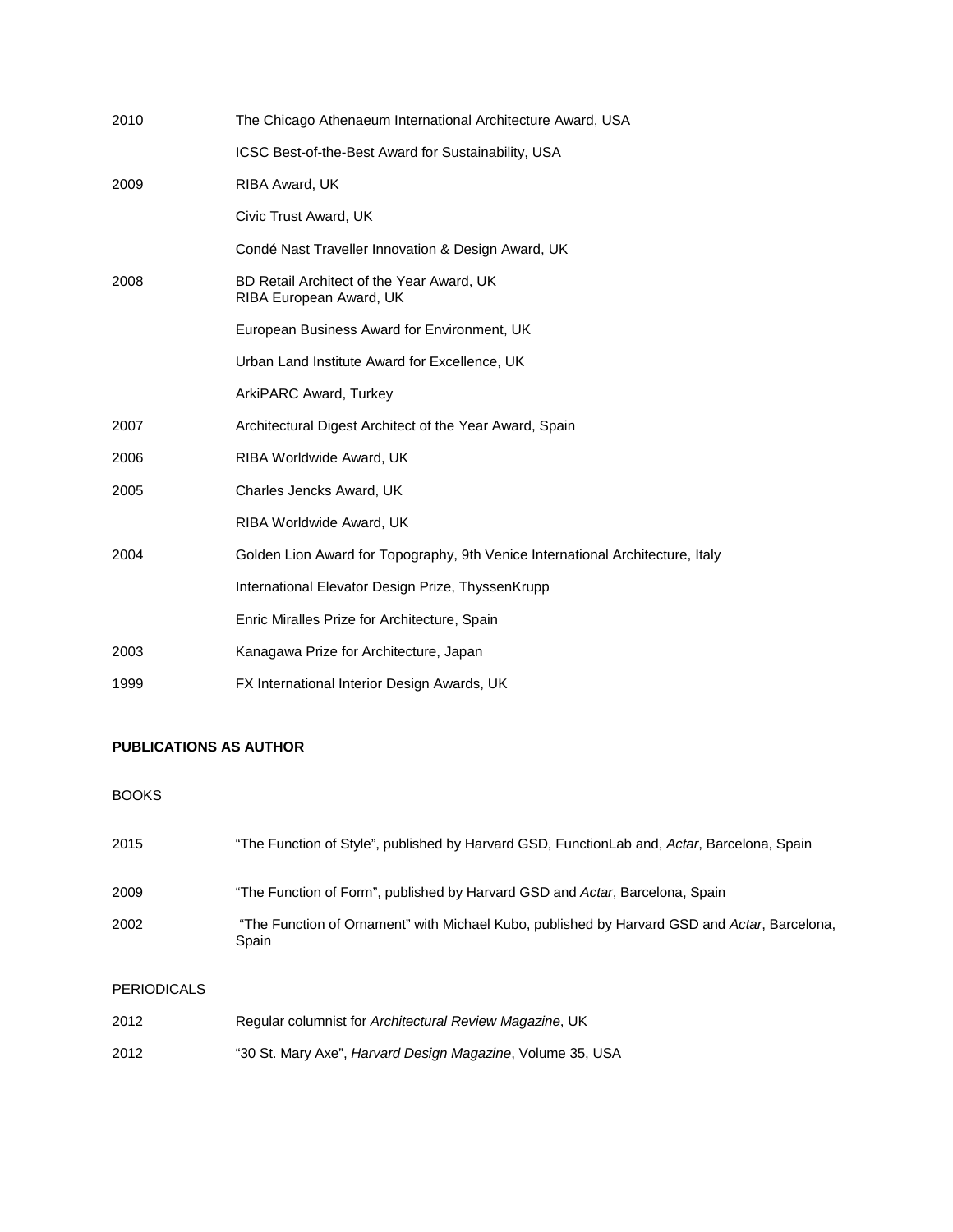| | |
|---|---|
| 2010 | The Chicago Athenaeum International Architecture Award, USA |
| | ICSC Best-of-the-Best Award for Sustainability, USA |
| 2009 | RIBA Award, UK |
| | Civic Trust Award, UK |
| | Condé Nast Traveller Innovation & Design Award, UK |
| 2008 | BD Retail Architect of the Year Award, UK<br>RIBA European Award, UK |
| | European Business Award for Environment, UK |
| | Urban Land Institute Award for Excellence, UK |
| | ArkiPARC Award, Turkey |
| 2007 | Architectural Digest Architect of the Year Award, Spain |
| 2006 | RIBA Worldwide Award, UK |
| 2005 | Charles Jencks Award, UK |
| | RIBA Worldwide Award, UK |
| 2004 | Golden Lion Award for Topography, 9th Venice International Architecture, Italy |
| | International Elevator Design Prize, ThyssenKrupp |
| | Enric Miralles Prize for Architecture, Spain |
| 2003 | Kanagawa Prize for Architecture, Japan |
| 1999 | FX International Interior Design Awards, UK |

**PUBLICATIONS AS AUTHOR**

BOOKS

| | |
|---|---|
| 2015 | "The Function of Style", published by Harvard GSD, FunctionLab and, *Actar*, Barcelona, Spain |
| 2009 | "The Function of Form", published by Harvard GSD and *Actar*, Barcelona, Spain |
| 2002 | "The Function of Ornament" with Michael Kubo, published by Harvard GSD and *Actar*, Barcelona, Spain |

PERIODICALS

| | |
|---|---|
| 2012 | Regular columnist for *Architectural Review Magazine*, UK |
| 2012 | "30 St. Mary Axe", *Harvard Design Magazine*, Volume 35, USA |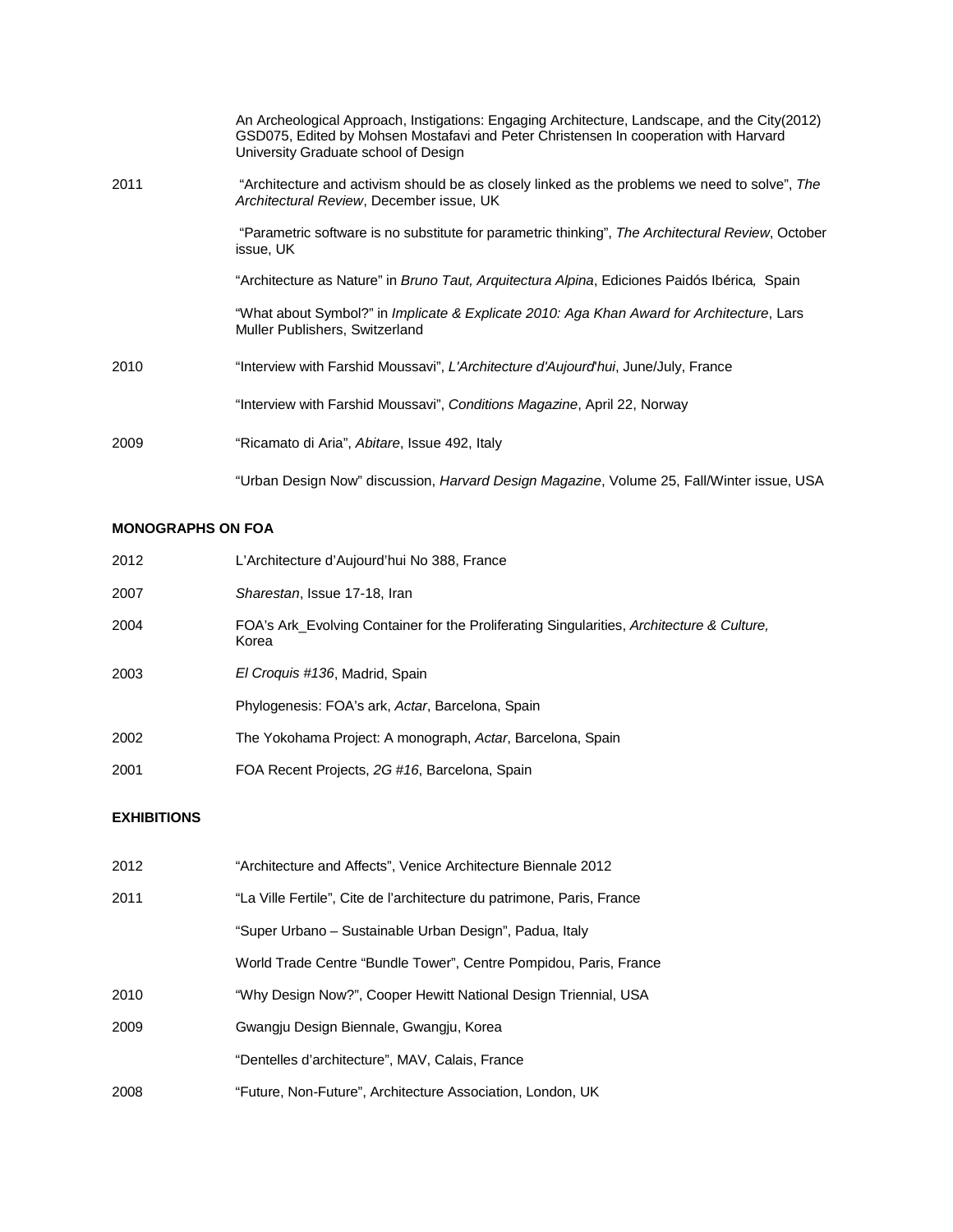| | |
|---|---|
| | An Archeological Approach, Instigations: Engaging Architecture, Landscape, and the City(2012) GSD075, Edited by Mohsen Mostafavi and Peter Christensen In cooperation with Harvard University Graduate school of Design |
| 2011 | "Architecture and activism should be as closely linked as the problems we need to solve", *The Architectural Review*, December issue, UK |
| | "Parametric software is no substitute for parametric thinking", *The Architectural Review*, October issue, UK |
| | "Architecture as Nature" in *Bruno Taut, Arquitectura Alpina*, Ediciones Paidós Ibérica, Spain |
| | "What about Symbol?" in *Implicate & Explicate 2010: Aga Khan Award for Architecture*, Lars Muller Publishers, Switzerland |
| 2010 | "Interview with Farshid Moussavi", *L'Architecture d'Aujourd'hui*, June/July, France |
| | "Interview with Farshid Moussavi", *Conditions Magazine*, April 22, Norway |
| 2009 | "Ricamato di Aria", *Abitare*, Issue 492, Italy |
| | "Urban Design Now" discussion, *Harvard Design Magazine*, Volume 25, Fall/Winter issue, USA |

**MONOGRAPHS ON FOA**

| | |
|---|---|
| 2012 | L'Architecture d'Aujourd'hui No 388, France |
| 2007 | *Sharestan*, Issue 17-18, Iran |
| 2004 | FOA's Ark_Evolving Container for the Proliferating Singularities, *Architecture & Culture,* Korea |
| 2003 | *El Croquis #136*, Madrid, Spain |
| | Phylogenesis: FOA's ark, *Actar*, Barcelona, Spain |
| 2002 | The Yokohama Project: A monograph, *Actar*, Barcelona, Spain |
| 2001 | FOA Recent Projects, *2G #16*, Barcelona, Spain |

**EXHIBITIONS**

| | |
|---|---|
| 2012 | "Architecture and Affects", Venice Architecture Biennale 2012 |
| 2011 | "La Ville Fertile", Cite de l'architecture du patrimone, Paris, France |
| | "Super Urbano – Sustainable Urban Design", Padua, Italy |
| | World Trade Centre "Bundle Tower", Centre Pompidou, Paris, France |
| 2010 | "Why Design Now?", Cooper Hewitt National Design Triennial, USA |
| 2009 | Gwangju Design Biennale, Gwangju, Korea |
| | "Dentelles d'architecture", MAV, Calais, France |
| 2008 | "Future, Non-Future", Architecture Association, London, UK |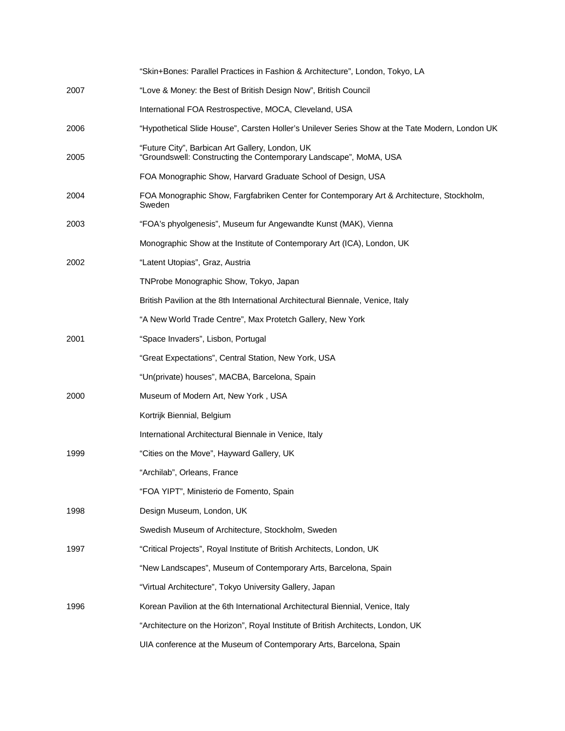| | |
|---|---|
| | "Skin+Bones: Parallel Practices in Fashion & Architecture", London, Tokyo, LA |
| 2007 | "Love & Money: the Best of British Design Now", British Council |
| | International FOA Restrospective, MOCA, Cleveland, USA |
| 2006 | "Hypothetical Slide House", Carsten Holler's Unilever Series Show at the Tate Modern, London UK |
| | "Future City", Barbican Art Gallery, London, UK |
| 2005 | "Groundswell: Constructing the Contemporary Landscape", MoMA, USA |
| | FOA Monographic Show, Harvard Graduate School of Design, USA |
| 2004 | FOA Monographic Show, Fargfabriken Center for Contemporary Art & Architecture, Stockholm, Sweden |
| 2003 | "FOA's phyolgenesis", Museum fur Angewandte Kunst (MAK), Vienna |
| | Monographic Show at the Institute of Contemporary Art (ICA), London, UK |
| 2002 | "Latent Utopias", Graz, Austria |
| | TNProbe Monographic Show, Tokyo, Japan |
| | British Pavilion at the 8th International Architectural Biennale, Venice, Italy |
| | "A New World Trade Centre", Max Protetch Gallery, New York |
| 2001 | "Space Invaders", Lisbon, Portugal |
| | "Great Expectations", Central Station, New York, USA |
| | "Un(private) houses", MACBA, Barcelona, Spain |
| 2000 | Museum of Modern Art, New York , USA |
| | Kortrijk Biennial, Belgium |
| | International Architectural Biennale in Venice, Italy |
| 1999 | "Cities on the Move", Hayward Gallery, UK |
| | "Archilab", Orleans, France |
| | "FOA YIPT", Ministerio de Fomento, Spain |
| 1998 | Design Museum, London, UK |
| | Swedish Museum of Architecture, Stockholm, Sweden |
| 1997 | "Critical Projects", Royal Institute of British Architects, London, UK |
| | "New Landscapes", Museum of Contemporary Arts, Barcelona, Spain |
| | "Virtual Architecture", Tokyo University Gallery, Japan |
| 1996 | Korean Pavilion at the 6th International Architectural Biennial, Venice, Italy |
| | "Architecture on the Horizon", Royal Institute of British Architects, London, UK |
| | UIA conference at the Museum of Contemporary Arts, Barcelona, Spain |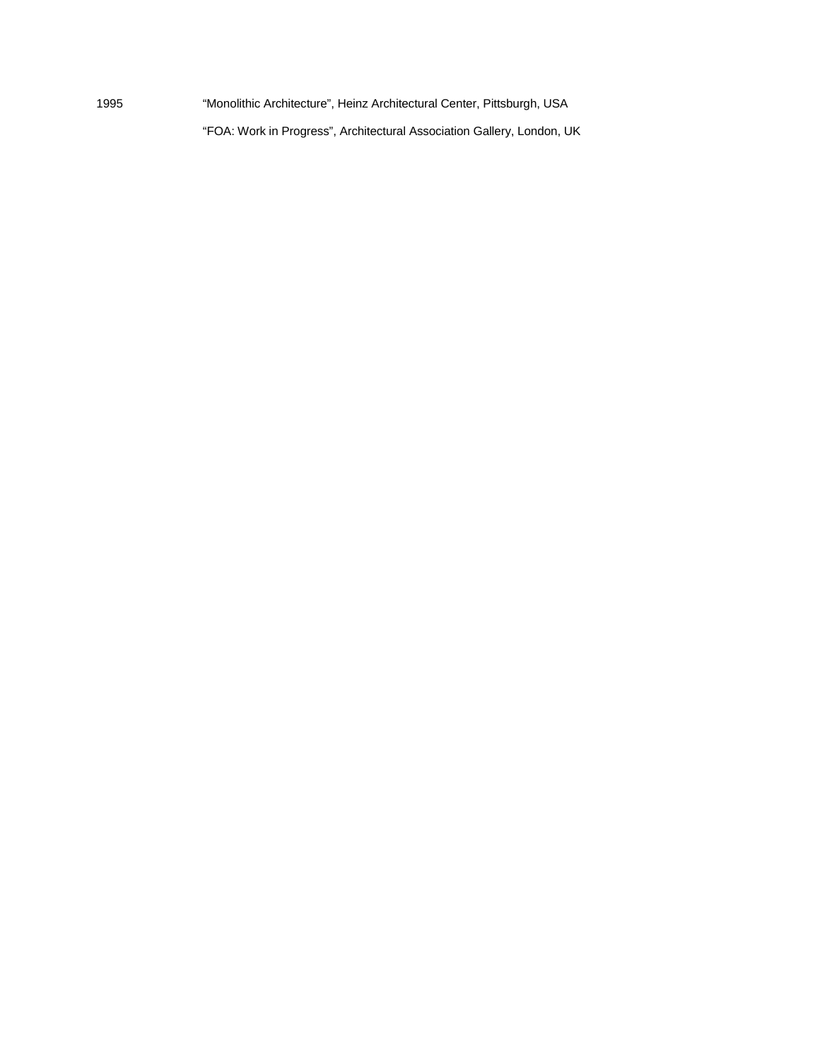1995 “Monolithic Architecture”, Heinz Architectural Center, Pittsburgh, USA

“FOA: Work in Progress”, Architectural Association Gallery, London, UK